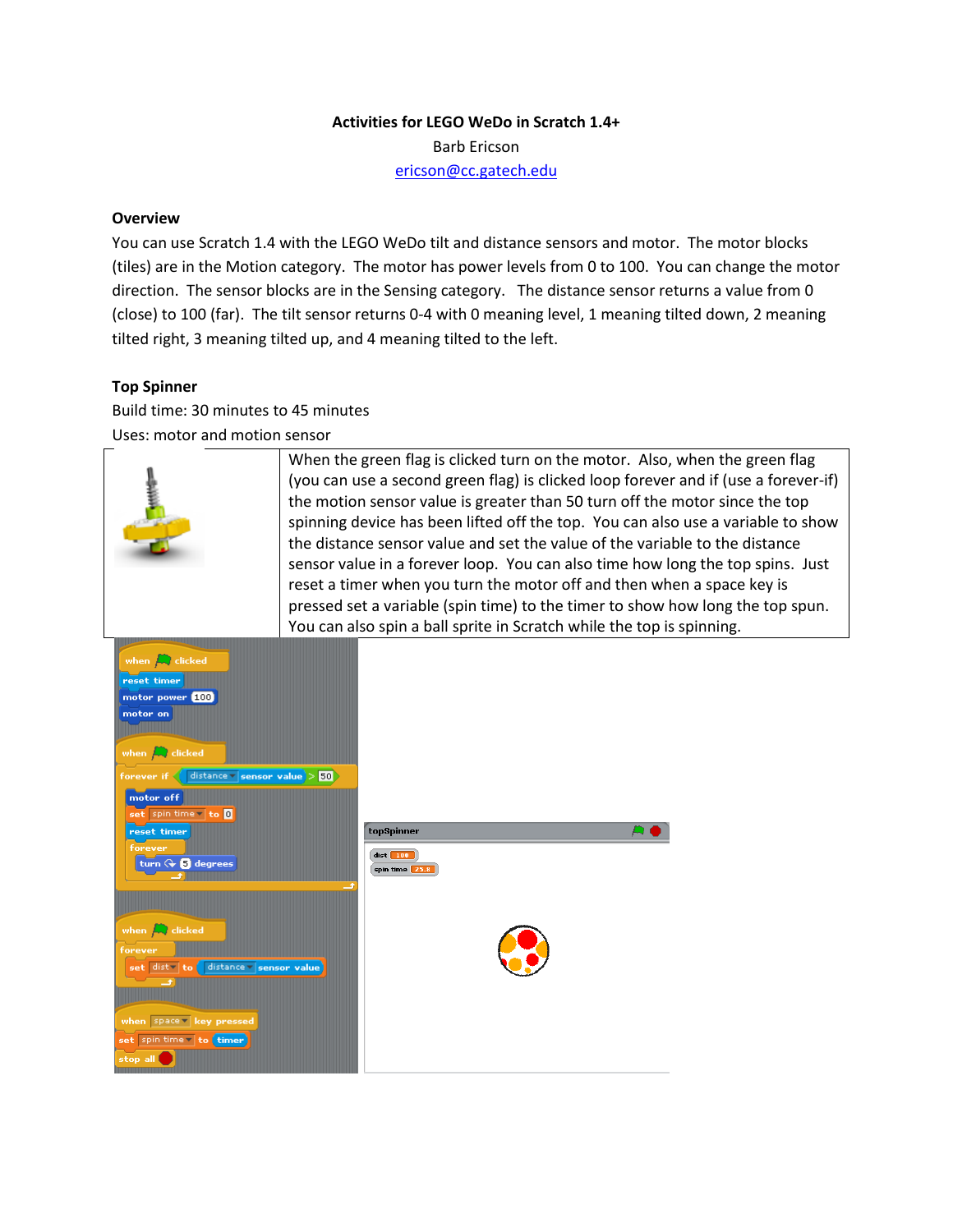**Activities for LEGO WeDo in Scratch 1.4+**

Barb Ericson

ericson@cc.gatech.edu

## Overview

You can use Scratch 1.4 with the LEGO WeDo tilt and distance sensors and motor. The motor blocks (tiles) are in the Motion category. The motor has power levels from 0 to 100. You can change the motor direction. The sensor blocks are in the Sensing category. The distance sensor returns a value from 0 (close) to 100 (far). The tilt sensor returns 0-4 with 0 meaning level, 1 meaning tilted down, 2 meaning tilted right, 3 meaning tilted up, and 4 meaning tilted to the left.

## Top Spinner

Build time: 30 minutes to 45 minutes

Uses: motor and motion sensor

When the green flag is clicked turn on the motor. Also, when the green flag (you can use a second green flag) is clicked loop forever and if (use a forever-if) the motion sensor value is greater than 50 turn off the motor since the top spinning device has been lifted off the top. You can also use a variable to show the distance sensor value and set the value of the variable to the distance sensor value in a forever loop. You can also time how long the top spins. Just reset a timer when you turn the motor off and then when a space key is pressed set a variable (spin time) to the timer to show how long the top spun. You can also spin a ball sprite in Scratch while the top is spinning.

```
when green flag clicked
reset timer
motor power 100
motor on

when green flag clicked
forever if <(distance sensor value) > 50>
    motor off
    set spin time to 0
    reset timer
    forever
        turn 5 degrees

when green flag clicked
forever
    set dist to (distance sensor value)

when space key pressed
set spin time to (timer)
stop all
```

topSpinner

dist 100

spin time 25.8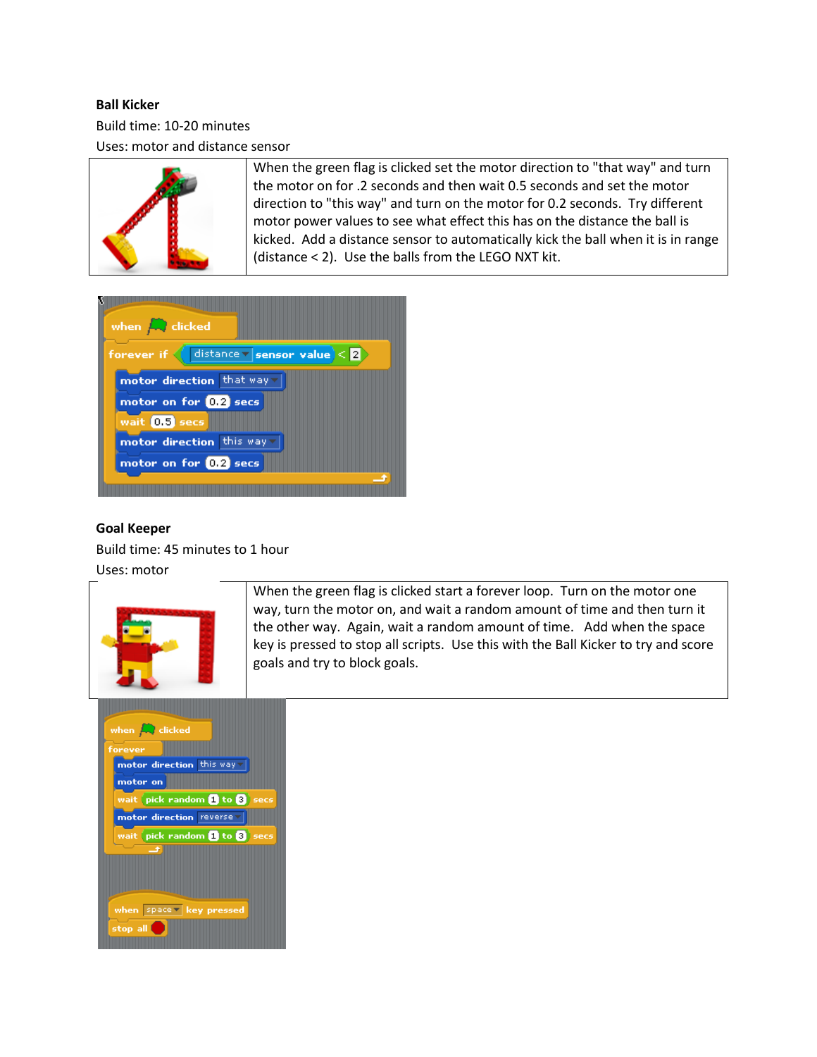**Ball Kicker**

Build time: 10-20 minutes

Uses: motor and distance sensor

When the green flag is clicked set the motor direction to "that way" and turn the motor on for .2 seconds and then wait 0.5 seconds and set the motor direction to "this way" and turn on the motor for 0.2 seconds. Try different motor power values to see what effect this has on the distance the ball is kicked. Add a distance sensor to automatically kick the ball when it is in range (distance < 2). Use the balls from the LEGO NXT kit.

```
when green flag clicked
forever if < (distance sensor value) < 2 >
    motor direction that way
    motor on for 0.2 secs
    wait 0.5 secs
    motor direction this way
    motor on for 0.2 secs
```

**Goal Keeper**

Build time: 45 minutes to 1 hour

Uses: motor

When the green flag is clicked start a forever loop. Turn on the motor one way, turn the motor on, and wait a random amount of time and then turn it the other way. Again, wait a random amount of time. Add when the space key is pressed to stop all scripts. Use this with the Ball Kicker to try and score goals and try to block goals.

```
when green flag clicked
forever
    motor direction this way
    motor on
    wait (pick random 1 to 3) secs
    motor direction reverse
    wait (pick random 1 to 3) secs

when space key pressed
stop all
```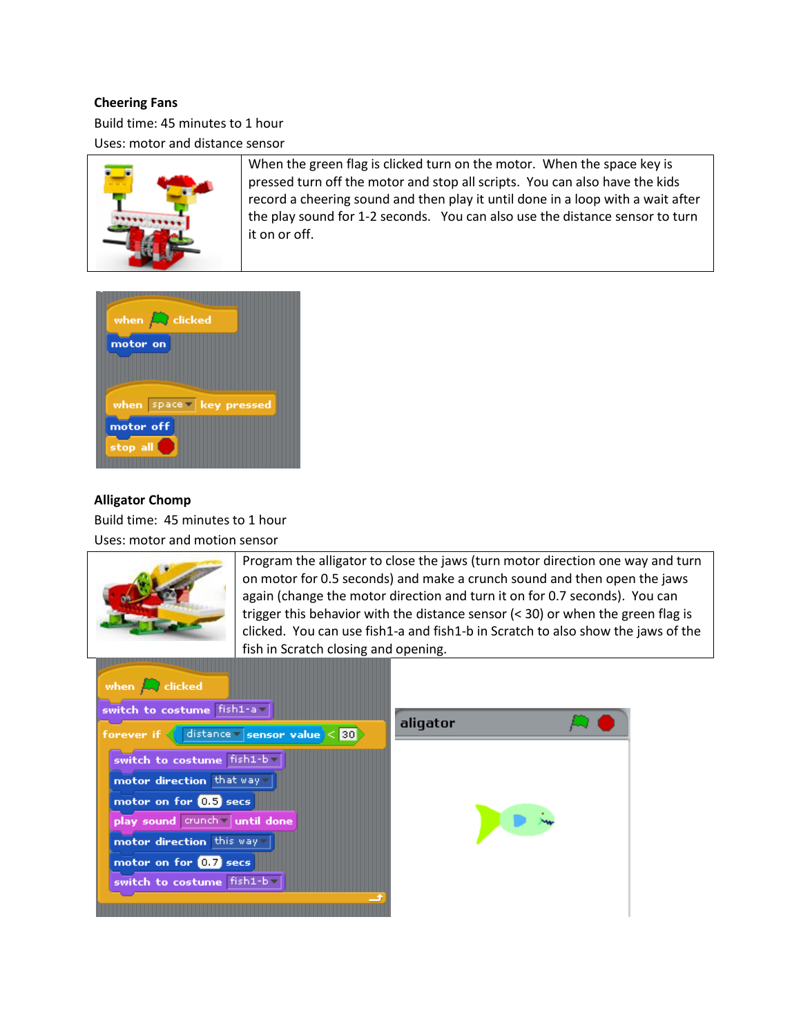**Cheering Fans**

Build time: 45 minutes to 1 hour

Uses: motor and distance sensor

| | When the green flag is clicked turn on the motor. When the space key is pressed turn off the motor and stop all scripts. You can also have the kids record a cheering sound and then play it until done in a loop with a wait after the play sound for 1-2 seconds. You can also use the distance sensor to turn it on or off. |
|---|---|

```
when [green flag] clicked
motor on

when [space] key pressed
motor off
stop all
```

**Alligator Chomp**

Build time: 45 minutes to 1 hour

Uses: motor and motion sensor

| | Program the alligator to close the jaws (turn motor direction one way and turn on motor for 0.5 seconds) and make a crunch sound and then open the jaws again (change the motor direction and turn it on for 0.7 seconds). You can trigger this behavior with the distance sensor (< 30) or when the green flag is clicked. You can use fish1-a and fish1-b in Scratch to also show the jaws of the fish in Scratch closing and opening. |
|---|---|

```
when [green flag] clicked
switch to costume [fish1-a]
forever if <([distance] sensor value) < 30>
    switch to costume [fish1-b]
    motor direction [that way]
    motor on for (0.5) secs
    play sound [crunch] until done
    motor direction [this way]
    motor on for (0.7) secs
    switch to costume [fish1-b]
```

aligator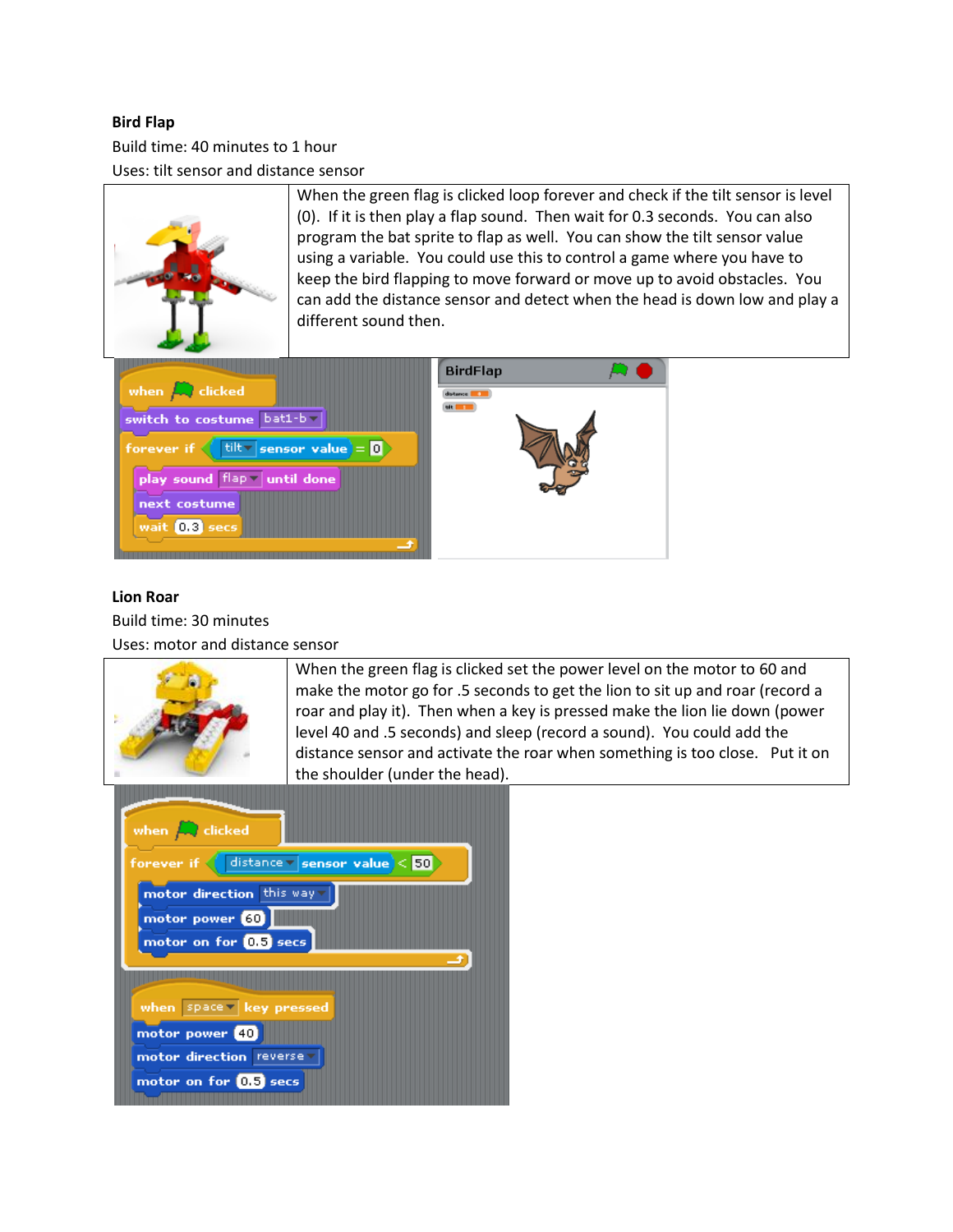**Bird Flap**

Build time: 40 minutes to 1 hour

Uses: tilt sensor and distance sensor

When the green flag is clicked loop forever and check if the tilt sensor is level (0). If it is then play a flap sound. Then wait for 0.3 seconds. You can also program the bat sprite to flap as well. You can show the tilt sensor value using a variable. You could use this to control a game where you have to keep the bird flapping to move forward or move up to avoid obstacles. You can add the distance sensor and detect when the head is down low and play a different sound then.

```
when [green flag] clicked
switch to costume [bat1-b]
forever if <[tilt] sensor value = 0>
    play sound [flap] until done
    next costume
    wait 0.3 secs
```

**Lion Roar**

Build time: 30 minutes

Uses: motor and distance sensor

When the green flag is clicked set the power level on the motor to 60 and make the motor go for .5 seconds to get the lion to sit up and roar (record a roar and play it). Then when a key is pressed make the lion lie down (power level 40 and .5 seconds) and sleep (record a sound). You could add the distance sensor and activate the roar when something is too close. Put it on the shoulder (under the head).

```
when [green flag] clicked
forever if <[distance] sensor value < 50>
    motor direction [this way]
    motor power 60
    motor on for 0.5 secs

when [space] key pressed
motor power 40
motor direction [reverse]
motor on for 0.5 secs
```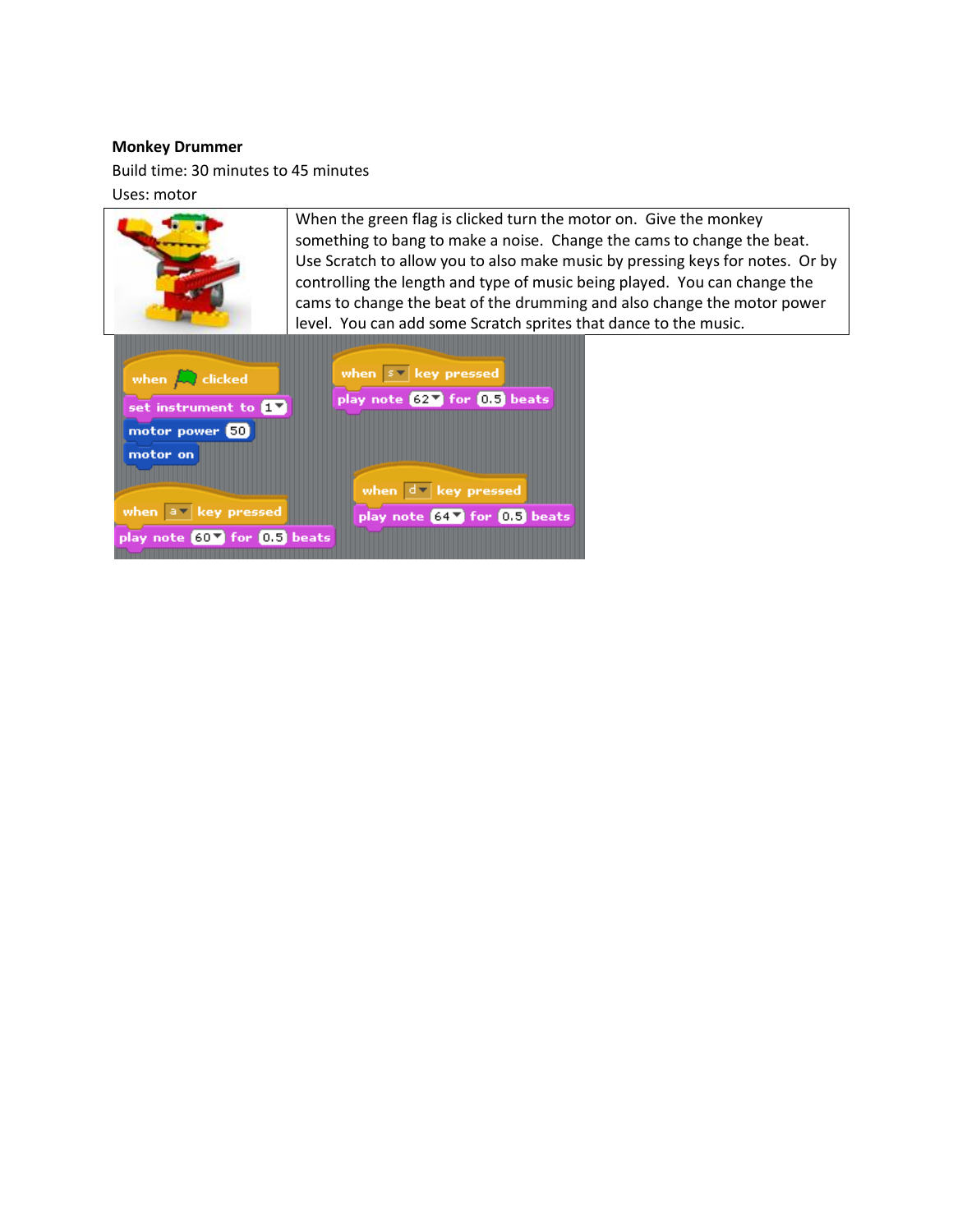**Monkey Drummer**

Build time: 30 minutes to 45 minutes

Uses: motor

When the green flag is clicked turn the motor on. Give the monkey something to bang to make a noise. Change the cams to change the beat. Use Scratch to allow you to also make music by pressing keys for notes. Or by controlling the length and type of music being played. You can change the cams to change the beat of the drumming and also change the motor power level. You can add some Scratch sprites that dance to the music.

```
when green flag clicked
set instrument to 1
motor power 50
motor on

when s key pressed
play note 62 for 0.5 beats

when d key pressed
play note 64 for 0.5 beats

when a key pressed
play note 60 for 0.5 beats
```